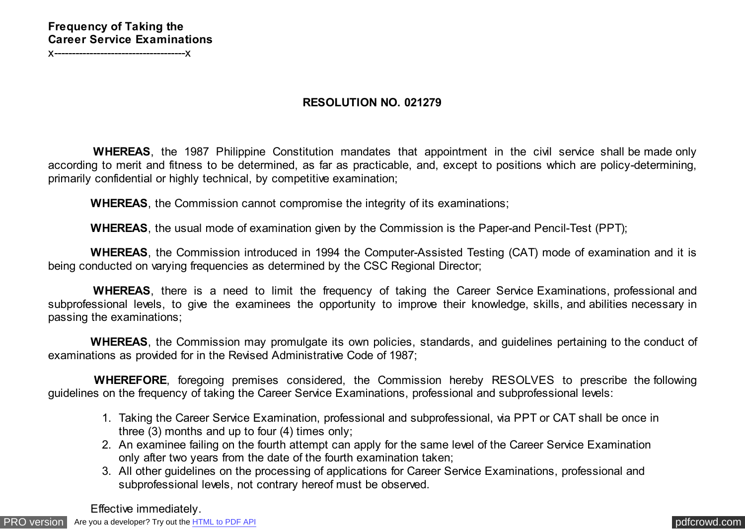**Frequency of Taking the**
**Career Service Examinations**
x-------------------------------------x

## RESOLUTION NO. 021279

**WHEREAS**, the 1987 Philippine Constitution mandates that appointment in the civil service shall be made only according to merit and fitness to be determined, as far as practicable, and, except to positions which are policy-determining, primarily confidential or highly technical, by competitive examination;

**WHEREAS**, the Commission cannot compromise the integrity of its examinations;

**WHEREAS**, the usual mode of examination given by the Commission is the Paper-and Pencil-Test (PPT);

**WHEREAS**, the Commission introduced in 1994 the Computer-Assisted Testing (CAT) mode of examination and it is being conducted on varying frequencies as determined by the CSC Regional Director;

**WHEREAS**, there is a need to limit the frequency of taking the Career Service Examinations, professional and subprofessional levels, to give the examinees the opportunity to improve their knowledge, skills, and abilities necessary in passing the examinations;

**WHEREAS**, the Commission may promulgate its own policies, standards, and guidelines pertaining to the conduct of examinations as provided for in the Revised Administrative Code of 1987;

**WHEREFORE**, foregoing premises considered, the Commission hereby RESOLVES to prescribe the following guidelines on the frequency of taking the Career Service Examinations, professional and subprofessional levels:

1. Taking the Career Service Examination, professional and subprofessional, via PPT or CAT shall be once in three (3) months and up to four (4) times only;
2. An examinee failing on the fourth attempt can apply for the same level of the Career Service Examination only after two years from the date of the fourth examination taken;
3. All other guidelines on the processing of applications for Career Service Examinations, professional and subprofessional levels, not contrary hereof must be observed.

Effective immediately.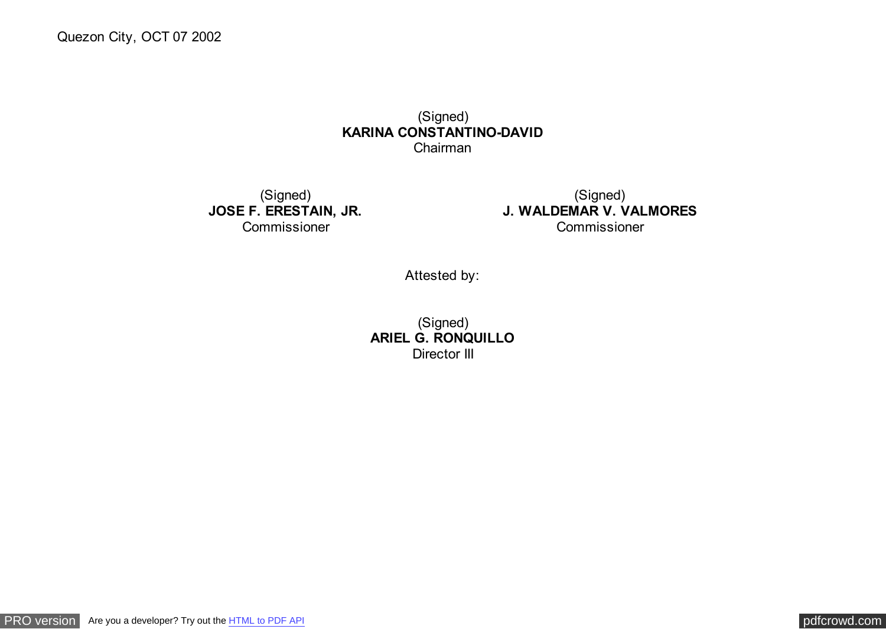Quezon City, OCT 07 2002

(Signed)
**KARINA CONSTANTINO-DAVID**
Chairman

(Signed)
**JOSE F. ERESTAIN, JR.**
Commissioner

(Signed)
**J. WALDEMAR V. VALMORES**
Commissioner

Attested by:

(Signed)
**ARIEL G. RONQUILLO**
Director III